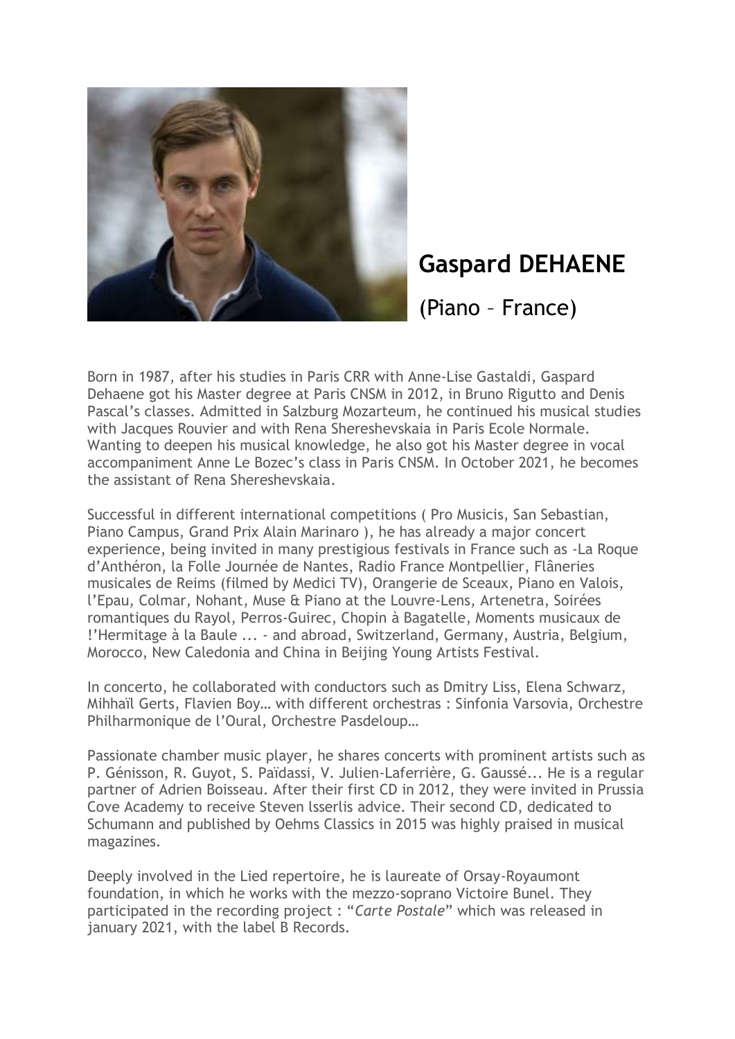# Gaspard DEHAENE

(Piano – France)

Born in 1987, after his studies in Paris CRR with Anne-Lise Gastaldi, Gaspard Dehaene got his Master degree at Paris CNSM in 2012, in Bruno Rigutto and Denis Pascal's classes. Admitted in Salzburg Mozarteum, he continued his musical studies with Jacques Rouvier and with Rena Shereshevskaia in Paris Ecole Normale. Wanting to deepen his musical knowledge, he also got his Master degree in vocal accompaniment Anne Le Bozec's class in Paris CNSM. In October 2021, he becomes the assistant of Rena Shereshevskaia.

Successful in different international competitions ( Pro Musicis, San Sebastian, Piano Campus, Grand Prix Alain Marinaro ), he has already a major concert experience, being invited in many prestigious festivals in France such as -La Roque d'Anthéron, la Folle Journée de Nantes, Radio France Montpellier, Flâneries musicales de Reims (filmed by Medici TV), Orangerie de Sceaux, Piano en Valois, l'Epau, Colmar, Nohant, Muse & Piano at the Louvre-Lens, Artenetra, Soirées romantiques du Rayol, Perros-Guirec, Chopin à Bagatelle, Moments musicaux de !'Hermitage à la Baule ... - and abroad, Switzerland, Germany, Austria, Belgium, Morocco, New Caledonia and China in Beijing Young Artists Festival.

In concerto, he collaborated with conductors such as Dmitry Liss, Elena Schwarz, Mihhaïl Gerts, Flavien Boy… with different orchestras : Sinfonia Varsovia, Orchestre Philharmonique de l'Oural, Orchestre Pasdeloup…

Passionate chamber music player, he shares concerts with prominent artists such as P. Génisson, R. Guyot, S. Païdassi, V. Julien-Laferrière, G. Gaussé... He is a regular partner of Adrien Boisseau. After their first CD in 2012, they were invited in Prussia Cove Academy to receive Steven lsserlis advice. Their second CD, dedicated to Schumann and published by Oehms Classics in 2015 was highly praised in musical magazines.

Deeply involved in the Lied repertoire, he is laureate of Orsay-Royaumont foundation, in which he works with the mezzo-soprano Victoire Bunel. They participated in the recording project : "*Carte Postale*" which was released in january 2021, with the label B Records.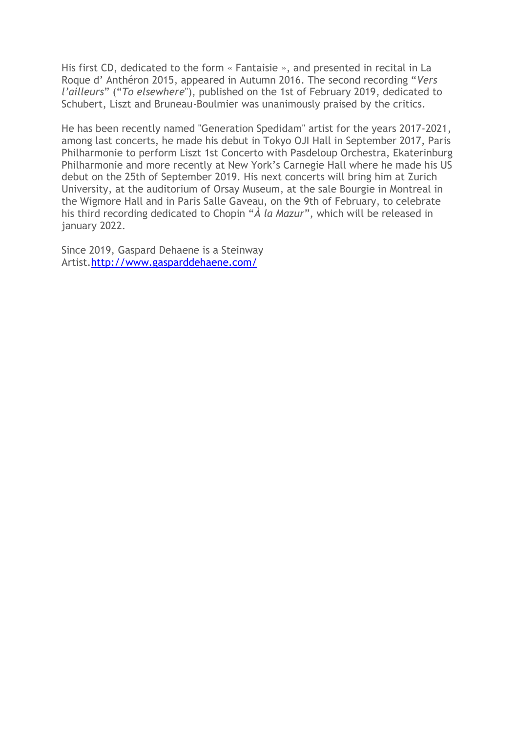His first CD, dedicated to the form « Fantaisie », and presented in recital in La Roque d' Anthéron 2015, appeared in Autumn 2016. The second recording "*Vers l'ailleurs*" ("*To elsewhere*"), published on the 1st of February 2019, dedicated to Schubert, Liszt and Bruneau-Boulmier was unanimously praised by the critics.

He has been recently named "Generation Spedidam" artist for the years 2017-2021, among last concerts, he made his debut in Tokyo OJI Hall in September 2017, Paris Philharmonie to perform Liszt 1st Concerto with Pasdeloup Orchestra, Ekaterinburg Philharmonie and more recently at New York's Carnegie Hall where he made his US debut on the 25th of September 2019. His next concerts will bring him at Zurich University, at the auditorium of Orsay Museum, at the sale Bourgie in Montreal in the Wigmore Hall and in Paris Salle Gaveau, on the 9th of February, to celebrate his third recording dedicated to Chopin "*À la Mazur*", which will be released in january 2022.

Since 2019, Gaspard Dehaene is a Steinway Artist.[http://www.gasparddehaene.com/](http://www.gasparddehaene.com/)